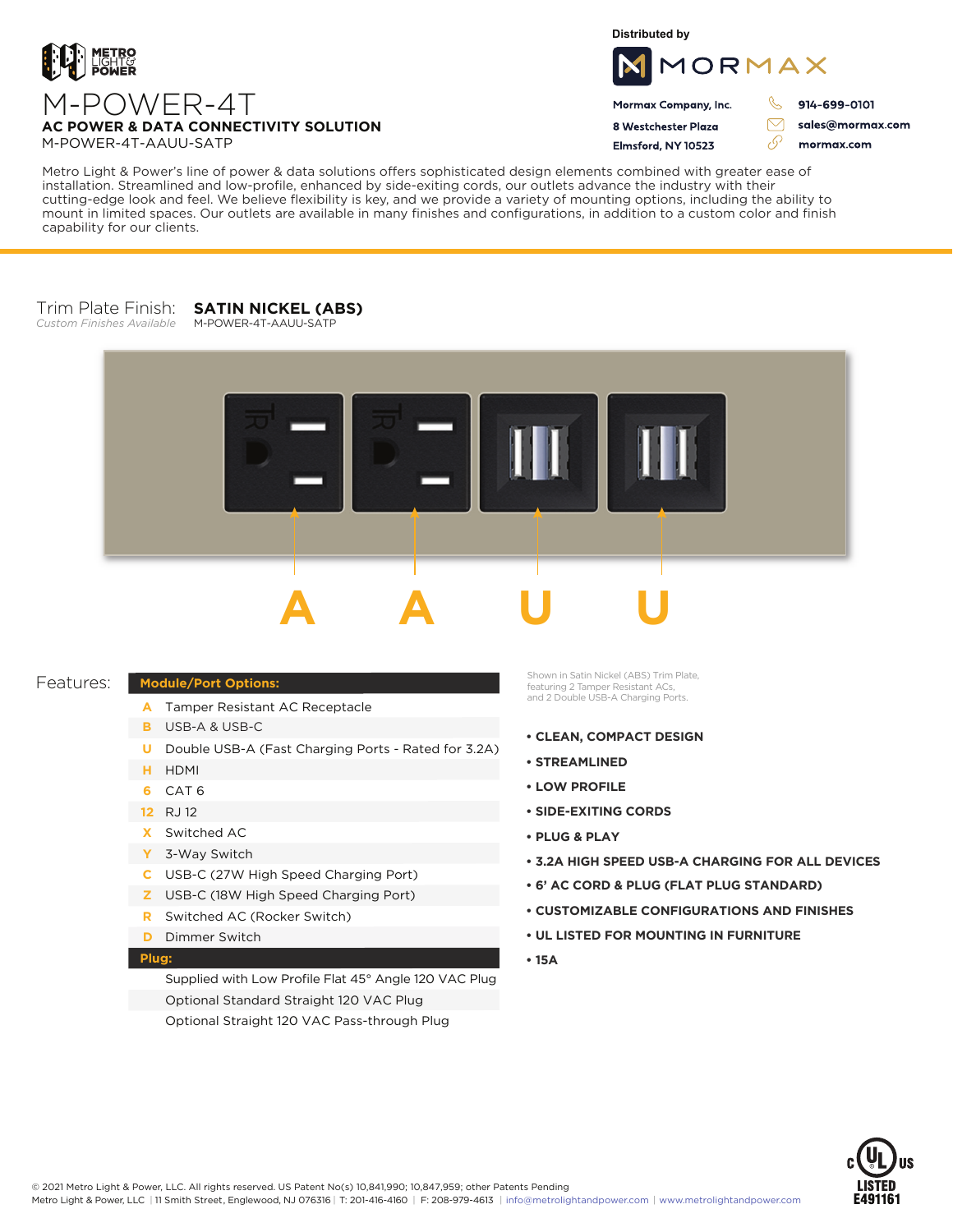METRO LIGHT & POWER

# M-POWER-4T

**AC POWER & DATA CONNECTIVITY SOLUTION**

M-POWER-4T-AAUU-SATP

Distributed by

MORMAX

**Mormax Company, Inc.**
**8 Westchester Plaza**
**Elmsford, NY 10523**

**914-699-0101**
**sales@mormax.com**
**mormax.com**

Metro Light & Power's line of power & data solutions offers sophisticated design elements combined with greater ease of installation. Streamlined and low-profile, enhanced by side-exiting cords, our outlets advance the industry with their cutting-edge look and feel. We believe flexibility is key, and we provide a variety of mounting options, including the ability to mount in limited spaces. Our outlets are available in many finishes and configurations, in addition to a custom color and finish capability for our clients.

Trim Plate Finish: **SATIN NICKEL (ABS)**
*Custom Finishes Available* M-POWER-4T-AAUU-SATP

A A U U

Shown in Satin Nickel (ABS) Trim Plate, featuring 2 Tamper Resistant ACs, and 2 Double USB-A Charging Ports.

## Features:

| **Module/Port Options:** | |
|---|---|
| A | Tamper Resistant AC Receptacle |
| B | USB-A & USB-C |
| U | Double USB-A (Fast Charging Ports - Rated for 3.2A) |
| H | HDMI |
| 6 | CAT 6 |
| 12 | RJ 12 |
| X | Switched AC |
| Y | 3-Way Switch |
| C | USB-C (27W High Speed Charging Port) |
| Z | USB-C (18W High Speed Charging Port) |
| R | Switched AC (Rocker Switch) |
| D | Dimmer Switch |
| **Plug:** | |
| | Supplied with Low Profile Flat 45° Angle 120 VAC Plug |
| | Optional Standard Straight 120 VAC Plug |
| | Optional Straight 120 VAC Pass-through Plug |

- **CLEAN, COMPACT DESIGN**
- **STREAMLINED**
- **LOW PROFILE**
- **SIDE-EXITING CORDS**
- **PLUG & PLAY**
- **3.2A HIGH SPEED USB-A CHARGING FOR ALL DEVICES**
- **6' AC CORD & PLUG (FLAT PLUG STANDARD)**
- **CUSTOMIZABLE CONFIGURATIONS AND FINISHES**
- **UL LISTED FOR MOUNTING IN FURNITURE**
- **15A**

c UL us LISTED E491161

© 2021 Metro Light & Power, LLC. All rights reserved. US Patent No(s) 10,841,990; 10,847,959; other Patents Pending
Metro Light & Power, LLC | 11 Smith Street, Englewood, NJ 076316 | T: 201-416-4160 | F: 208-979-4613 | info@metrolightandpower.com | www.metrolightandpower.com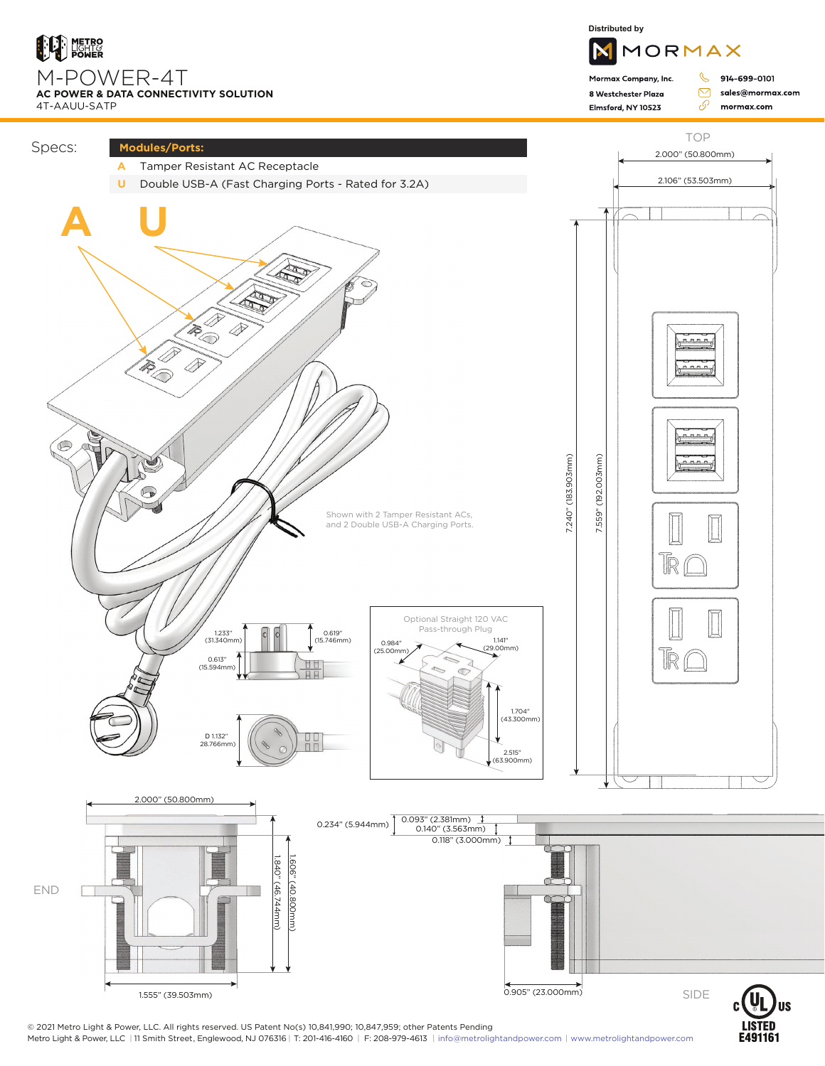# M-POWER-4T

**AC POWER & DATA CONNECTIVITY SOLUTION**

4T-AAUU-SATP

Distributed by

MORMAX

Mormax Company, Inc.
8 Westchester Plaza
Elmsford, NY 10523

914-699-0101
sales@mormax.com
mormax.com

## Specs:

| Modules/Ports: | |
|---|---|
| A | Tamper Resistant AC Receptacle |
| U | Double USB-A (Fast Charging Ports - Rated for 3.2A) |

A U

Shown with 2 Tamper Resistant ACs, and 2 Double USB-A Charging Ports.

TOP

2.000" (50.800mm)

2.106" (53.503mm)

7.240" (183.903mm)

7.559" (192.003mm)

1.233" (31.340mm)

0.619" (15.746mm)

0.613" (15.594mm)

D 1.132" 28.766mm)

Optional Straight 120 VAC Pass-through Plug

0.984" (25.00mm)

1.141" (29.00mm)

1.704" (43.300mm)

2.515" (63.900mm)

END

2.000" (50.800mm)

1.840" (46.744mm)

1.606" (40.800mm)

1.555" (39.503mm)

0.234" (5.944mm)

0.093" (2.381mm)

0.140" (3.563mm)

0.118" (3.000mm)

0.905" (23.000mm)

SIDE

c UL US LISTED E491161

© 2021 Metro Light & Power, LLC. All rights reserved. US Patent No(s) 10,841,990; 10,847,959; other Patents Pending

Metro Light & Power, LLC | 11 Smith Street, Englewood, NJ 076316 | T: 201-416-4160 | F: 208-979-4613 | info@metrolightandpower.com | www.metrolightandpower.com